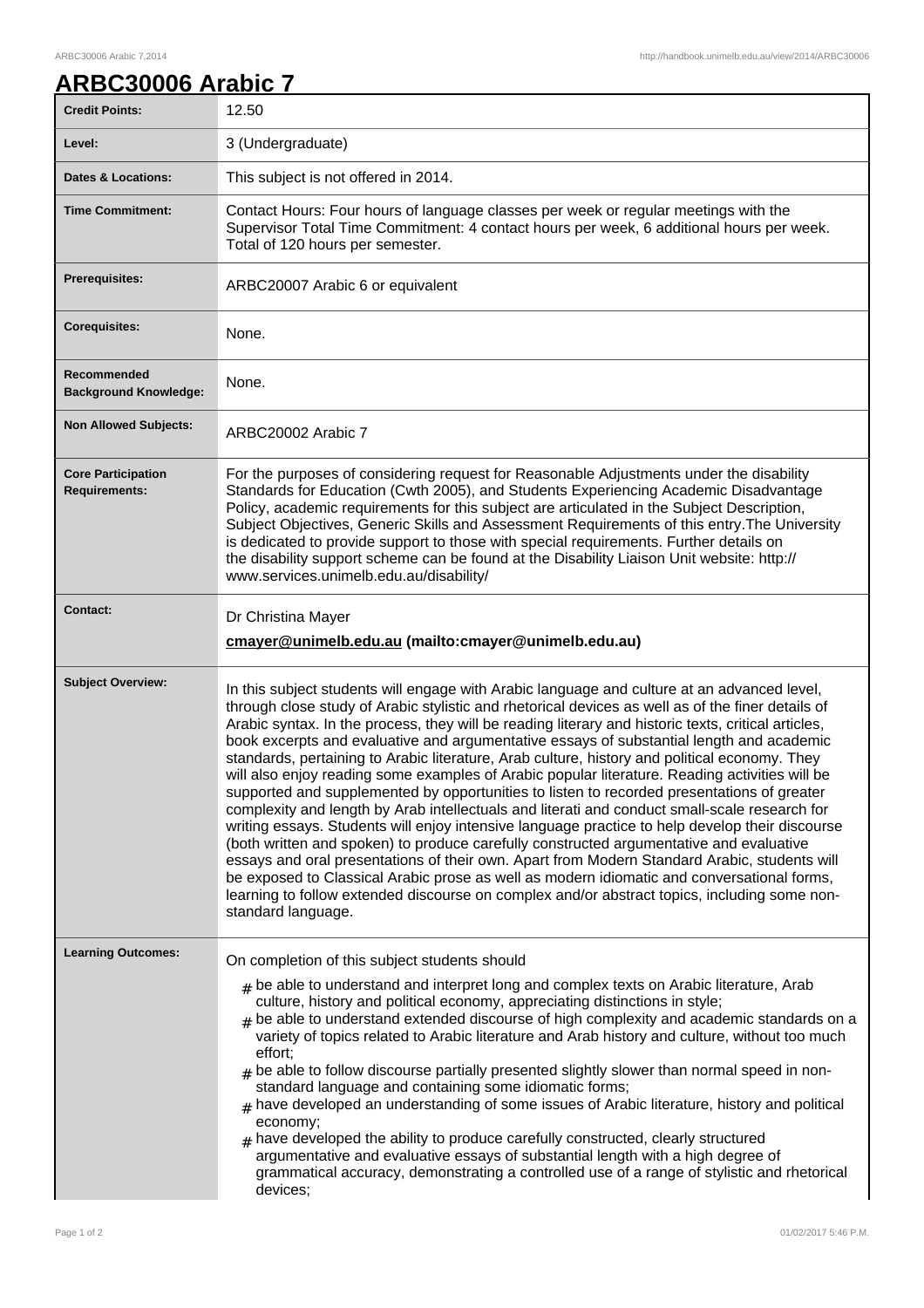# ARBC30006 Arabic 7

| | |
|---|---|
| **Credit Points:** | 12.50 |
| **Level:** | 3 (Undergraduate) |
| **Dates & Locations:** | This subject is not offered in 2014. |
| **Time Commitment:** | Contact Hours: Four hours of language classes per week or regular meetings with the Supervisor Total Time Commitment: 4 contact hours per week, 6 additional hours per week. Total of 120 hours per semester. |
| **Prerequisites:** | ARBC20007 Arabic 6 or equivalent |
| **Corequisites:** | None. |
| **Recommended Background Knowledge:** | None. |
| **Non Allowed Subjects:** | ARBC20002 Arabic 7 |
| **Core Participation Requirements:** | For the purposes of considering request for Reasonable Adjustments under the disability Standards for Education (Cwth 2005), and Students Experiencing Academic Disadvantage Policy, academic requirements for this subject are articulated in the Subject Description, Subject Objectives, Generic Skills and Assessment Requirements of this entry.The University is dedicated to provide support to those with special requirements. Further details on the disability support scheme can be found at the Disability Liaison Unit website: http://www.services.unimelb.edu.au/disability/ |
| **Contact:** | Dr Christina Mayer<br>**cmayer@unimelb.edu.au (mailto:cmayer@unimelb.edu.au)** |
| **Subject Overview:** | In this subject students will engage with Arabic language and culture at an advanced level, through close study of Arabic stylistic and rhetorical devices as well as of the finer details of Arabic syntax. In the process, they will be reading literary and historic texts, critical articles, book excerpts and evaluative and argumentative essays of substantial length and academic standards, pertaining to Arabic literature, Arab culture, history and political economy. They will also enjoy reading some examples of Arabic popular literature. Reading activities will be supported and supplemented by opportunities to listen to recorded presentations of greater complexity and length by Arab intellectuals and literati and conduct small-scale research for writing essays. Students will enjoy intensive language practice to help develop their discourse (both written and spoken) to produce carefully constructed argumentative and evaluative essays and oral presentations of their own. Apart from Modern Standard Arabic, students will be exposed to Classical Arabic prose as well as modern idiomatic and conversational forms, learning to follow extended discourse on complex and/or abstract topics, including some non-standard language. |
| **Learning Outcomes:** | On completion of this subject students should<br># be able to understand and interpret long and complex texts on Arabic literature, Arab culture, history and political economy, appreciating distinctions in style;<br># be able to understand extended discourse of high complexity and academic standards on a variety of topics related to Arabic literature and Arab history and culture, without too much effort;<br># be able to follow discourse partially presented slightly slower than normal speed in non-standard language and containing some idiomatic forms;<br># have developed an understanding of some issues of Arabic literature, history and political economy;<br># have developed the ability to produce carefully constructed, clearly structured argumentative and evaluative essays of substantial length with a high degree of grammatical accuracy, demonstrating a controlled use of a range of stylistic and rhetorical devices; |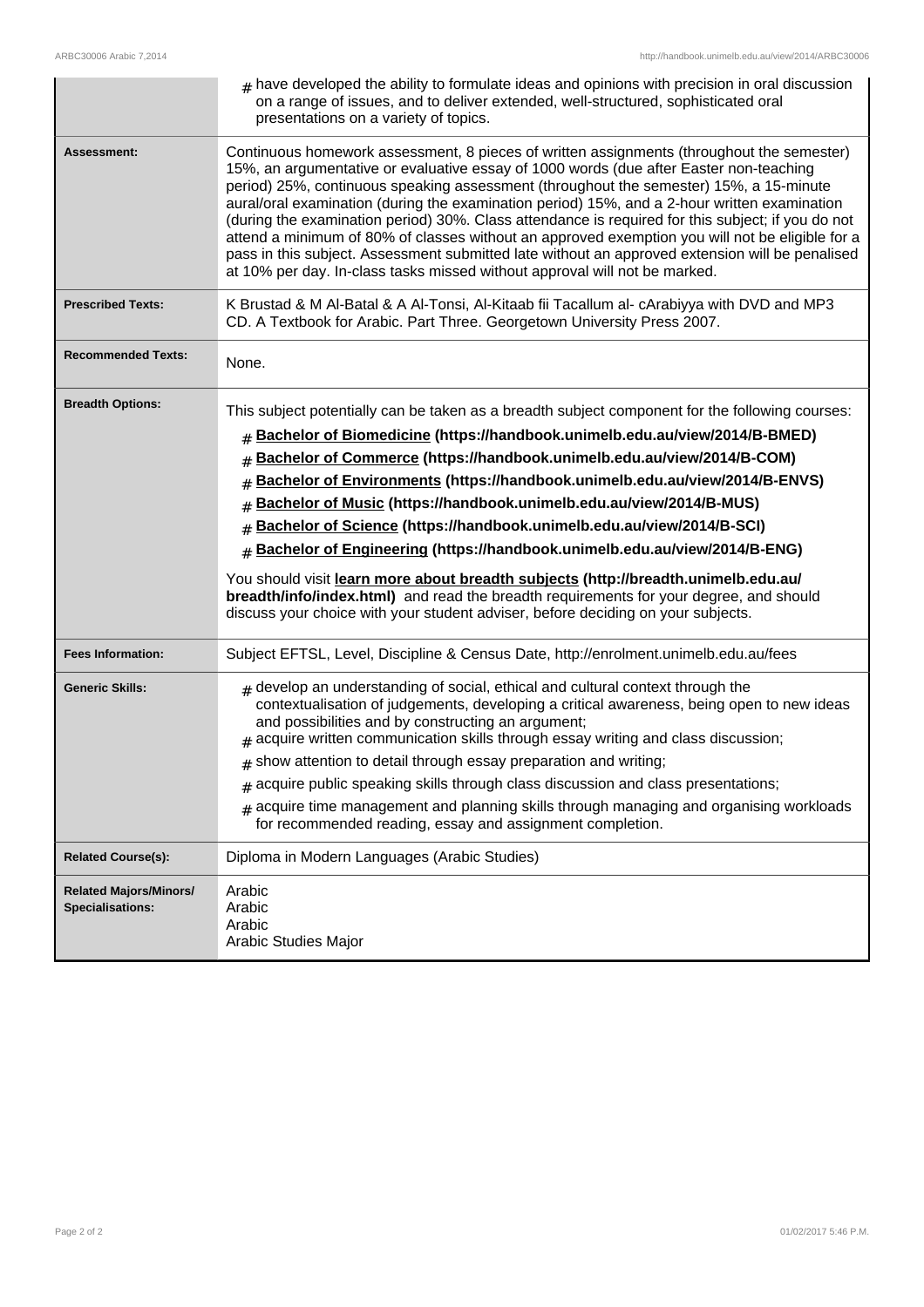| | |
|---|---|
| | # have developed the ability to formulate ideas and opinions with precision in oral discussion on a range of issues, and to deliver extended, well-structured, sophisticated oral presentations on a variety of topics. |
| **Assessment:** | Continuous homework assessment, 8 pieces of written assignments (throughout the semester) 15%, an argumentative or evaluative essay of 1000 words (due after Easter non-teaching period) 25%, continuous speaking assessment (throughout the semester) 15%, a 15-minute aural/oral examination (during the examination period) 15%, and a 2-hour written examination (during the examination period) 30%. Class attendance is required for this subject; if you do not attend a minimum of 80% of classes without an approved exemption you will not be eligible for a pass in this subject. Assessment submitted late without an approved extension will be penalised at 10% per day. In-class tasks missed without approval will not be marked. |
| **Prescribed Texts:** | K Brustad & M Al-Batal & A Al-Tonsi, Al-Kitaab fii Tacallum al- cArabiyya with DVD and MP3 CD. A Textbook for Arabic. Part Three. Georgetown University Press 2007. |
| **Recommended Texts:** | None. |
| **Breadth Options:** | This subject potentially can be taken as a breadth subject component for the following courses: # **Bachelor of Biomedicine (https://handbook.unimelb.edu.au/view/2014/B-BMED)** # **Bachelor of Commerce (https://handbook.unimelb.edu.au/view/2014/B-COM)** # **Bachelor of Environments (https://handbook.unimelb.edu.au/view/2014/B-ENVS)** # **Bachelor of Music (https://handbook.unimelb.edu.au/view/2014/B-MUS)** # **Bachelor of Science (https://handbook.unimelb.edu.au/view/2014/B-SCI)** # **Bachelor of Engineering (https://handbook.unimelb.edu.au/view/2014/B-ENG)** You should visit **learn more about breadth subjects (http://breadth.unimelb.edu.au/breadth/info/index.html)** and read the breadth requirements for your degree, and should discuss your choice with your student adviser, before deciding on your subjects. |
| **Fees Information:** | Subject EFTSL, Level, Discipline & Census Date, http://enrolment.unimelb.edu.au/fees |
| **Generic Skills:** | # develop an understanding of social, ethical and cultural context through the contextualisation of judgements, developing a critical awareness, being open to new ideas and possibilities and by constructing an argument; # acquire written communication skills through essay writing and class discussion; # show attention to detail through essay preparation and writing; # acquire public speaking skills through class discussion and class presentations; # acquire time management and planning skills through managing and organising workloads for recommended reading, essay and assignment completion. |
| **Related Course(s):** | Diploma in Modern Languages (Arabic Studies) |
| **Related Majors/Minors/ Specialisations:** | Arabic Arabic Arabic Arabic Studies Major |